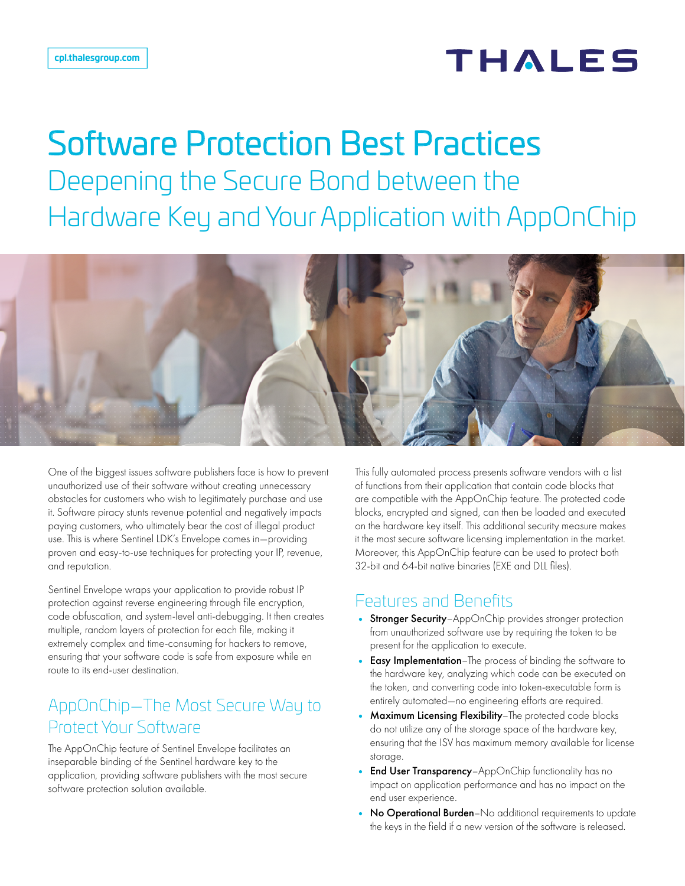cpl.thalesgroup.com

THALES

# Software Protection Best Practices

## Deepening the Secure Bond between the Hardware Key and Your Application with AppOnChip

One of the biggest issues software publishers face is how to prevent unauthorized use of their software without creating unnecessary obstacles for customers who wish to legitimately purchase and use it. Software piracy stunts revenue potential and negatively impacts paying customers, who ultimately bear the cost of illegal product use. This is where Sentinel LDK's Envelope comes in—providing proven and easy-to-use techniques for protecting your IP, revenue, and reputation.

Sentinel Envelope wraps your application to provide robust IP protection against reverse engineering through file encryption, code obfuscation, and system-level anti-debugging. It then creates multiple, random layers of protection for each file, making it extremely complex and time-consuming for hackers to remove, ensuring that your software code is safe from exposure while en route to its end-user destination.

## AppOnChip—The Most Secure Way to Protect Your Software

The AppOnChip feature of Sentinel Envelope facilitates an inseparable binding of the Sentinel hardware key to the application, providing software publishers with the most secure software protection solution available.

This fully automated process presents software vendors with a list of functions from their application that contain code blocks that are compatible with the AppOnChip feature. The protected code blocks, encrypted and signed, can then be loaded and executed on the hardware key itself. This additional security measure makes it the most secure software licensing implementation in the market. Moreover, this AppOnChip feature can be used to protect both 32-bit and 64-bit native binaries (EXE and DLL files).

## Features and Benefits

- **Stronger Security**–AppOnChip provides stronger protection from unauthorized software use by requiring the token to be present for the application to execute.
- **Easy Implementation**–The process of binding the software to the hardware key, analyzing which code can be executed on the token, and converting code into token-executable form is entirely automated—no engineering efforts are required.
- **Maximum Licensing Flexibility**–The protected code blocks do not utilize any of the storage space of the hardware key, ensuring that the ISV has maximum memory available for license storage.
- **End User Transparency**–AppOnChip functionality has no impact on application performance and has no impact on the end user experience.
- **No Operational Burden**–No additional requirements to update the keys in the field if a new version of the software is released.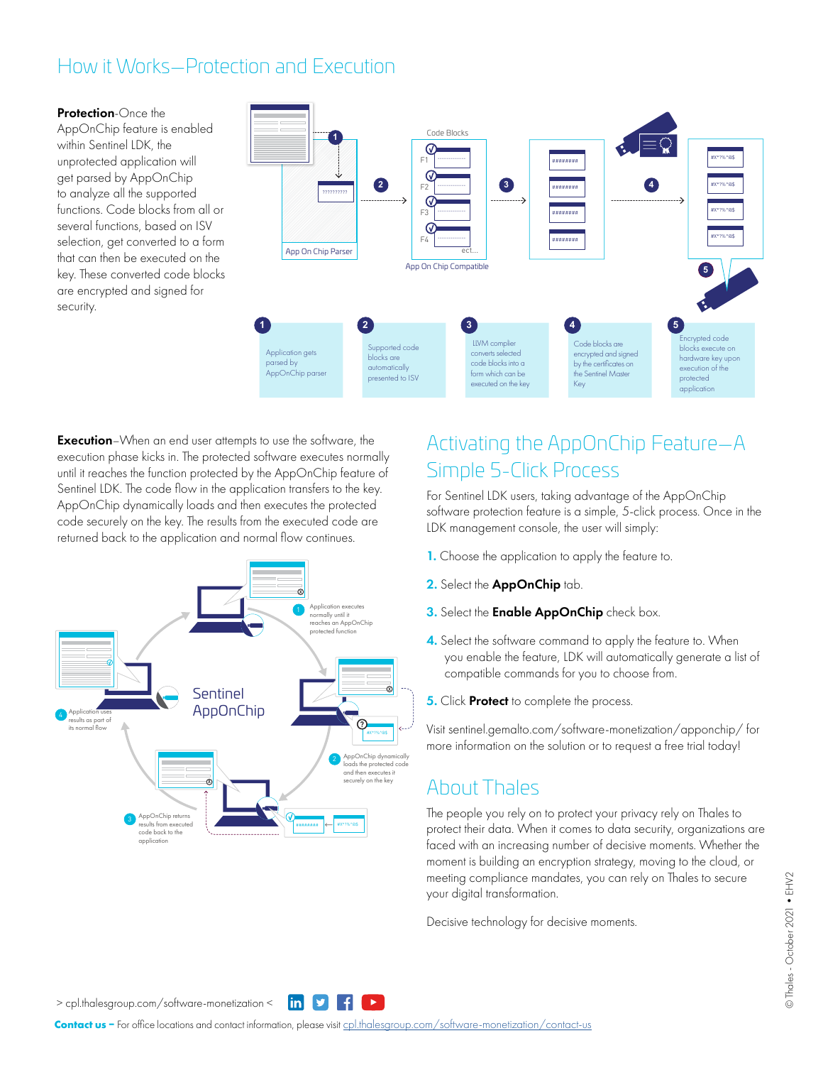# How it Works—Protection and Execution

**Protection**-Once the AppOnChip feature is enabled within Sentinel LDK, the unprotected application will get parsed by AppOnChip to analyze all the supported functions. Code blocks from all or several functions, based on ISV selection, get converted to a form that can then be executed on the key. These converted code blocks are encrypted and signed for security.

App On Chip Parser

Code Blocks

F1

F2

F3

F4

ect...

App On Chip Compatible

1 Application gets parsed by AppOnChip parser

2 Supported code blocks are automatically presented to ISV

3 LLVM complier converts selected code blocks into a form which can be executed on the key

4 Code blocks are encrypted and signed by the certificates on the Sentinel Master Key

5 Encrypted code blocks execute on hardware key upon execution of the protected application

**Execution**–When an end user attempts to use the software, the execution phase kicks in. The protected software executes normally until it reaches the function protected by the AppOnChip feature of Sentinel LDK. The code flow in the application transfers to the key. AppOnChip dynamically loads and then executes the protected code securely on the key. The results from the executed code are returned back to the application and normal flow continues.

Sentinel AppOnChip

1 Application executes normally until it reaches an AppOnChip protected function

2 AppOnChip dynamically loads the protected code and then executes it securely on the key

3 AppOnChip returns results from executed code back to the application

4 Application uses results as part of its normal flow

## Activating the AppOnChip Feature—A Simple 5-Click Process

For Sentinel LDK users, taking advantage of the AppOnChip software protection feature is a simple, 5-click process. Once in the LDK management console, the user will simply:

1. Choose the application to apply the feature to.
2. Select the **AppOnChip** tab.
3. Select the **Enable AppOnChip** check box.
4. Select the software command to apply the feature to. When you enable the feature, LDK will automatically generate a list of compatible commands for you to choose from.
5. Click **Protect** to complete the process.

Visit sentinel.gemalto.com/software-monetization/apponchip/ for more information on the solution or to request a free trial today!

## About Thales

The people you rely on to protect your privacy rely on Thales to protect their data. When it comes to data security, organizations are faced with an increasing number of decisive moments. Whether the moment is building an encryption strategy, moving to the cloud, or meeting compliance mandates, you can rely on Thales to secure your digital transformation.

Decisive technology for decisive moments.

> cpl.thalesgroup.com/software-monetization <

**Contact us –** For office locations and contact information, please visit cpl.thalesgroup.com/software-monetization/contact-us

© Thales - October 2021 • EHV2